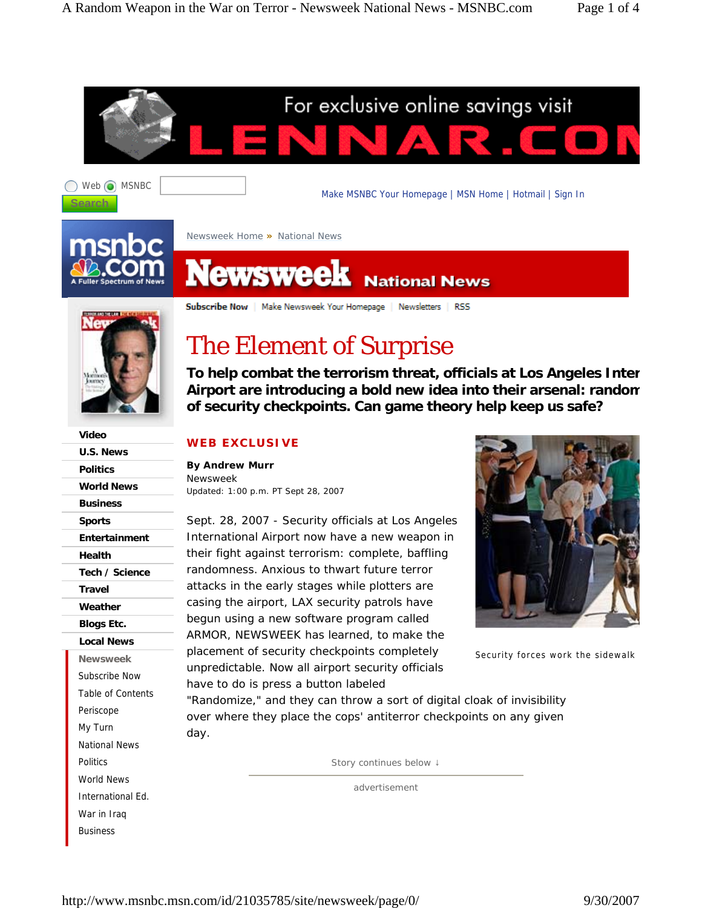# The Element of Surprise

**To help combat the terrorism threat, officials at Los Angeles Inter Airport are introducing a bold new idea into their arsenal: random of security checkpoints. Can game theory help keep us safe?**

**WEB EXCLUSIVE**

**By Andrew Murr**
Newsweek
Updated: 1:00 p.m. PT Sept 28, 2007

Security forces work the sidewalk

Sept. 28, 2007 - Security officials at Los Angeles International Airport now have a new weapon in their fight against terrorism: complete, baffling randomness. Anxious to thwart future terror attacks in the early stages while plotters are casing the airport, LAX security patrols have begun using a new software program called ARMOR, NEWSWEEK has learned, to make the placement of security checkpoints completely unpredictable. Now all airport security officials have to do is press a button labeled "Randomize," and they can throw a sort of digital cloak of invisibility over where they place the cops' antiterror checkpoints on any given day.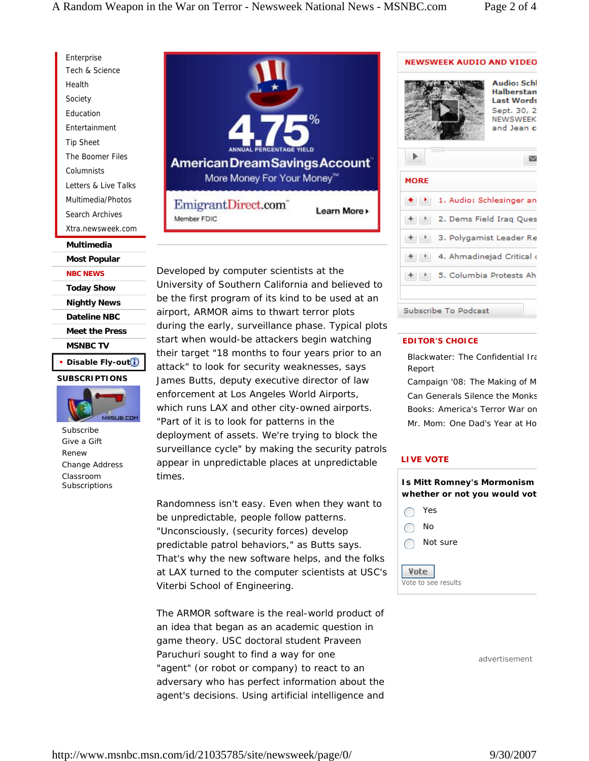Developed by computer scientists at the University of Southern California and believed to be the first program of its kind to be used at an airport, ARMOR aims to thwart terror plots during the early, surveillance phase. Typical plots start when would-be attackers begin watching their target "18 months to four years prior to an attack" to look for security weaknesses, says James Butts, deputy executive director of law enforcement at Los Angeles World Airports, which runs LAX and other city-owned airports. "Part of it is to look for patterns in the deployment of assets. We're trying to block the surveillance cycle" by making the security patrols appear in unpredictable places at unpredictable times.

Randomness isn't easy. Even when they want to be unpredictable, people follow patterns. "Unconsciously, (security forces) develop predictable patrol behaviors," as Butts says. That's why the new software helps, and the folks at LAX turned to the computer scientists at USC's Viterbi School of Engineering.

The ARMOR software is the real-world product of an idea that began as an academic question in game theory. USC doctoral student Praveen Paruchuri sought to find a way for one "agent" (or robot or company) to react to an adversary who has perfect information about the agent's decisions. Using artificial intelligence and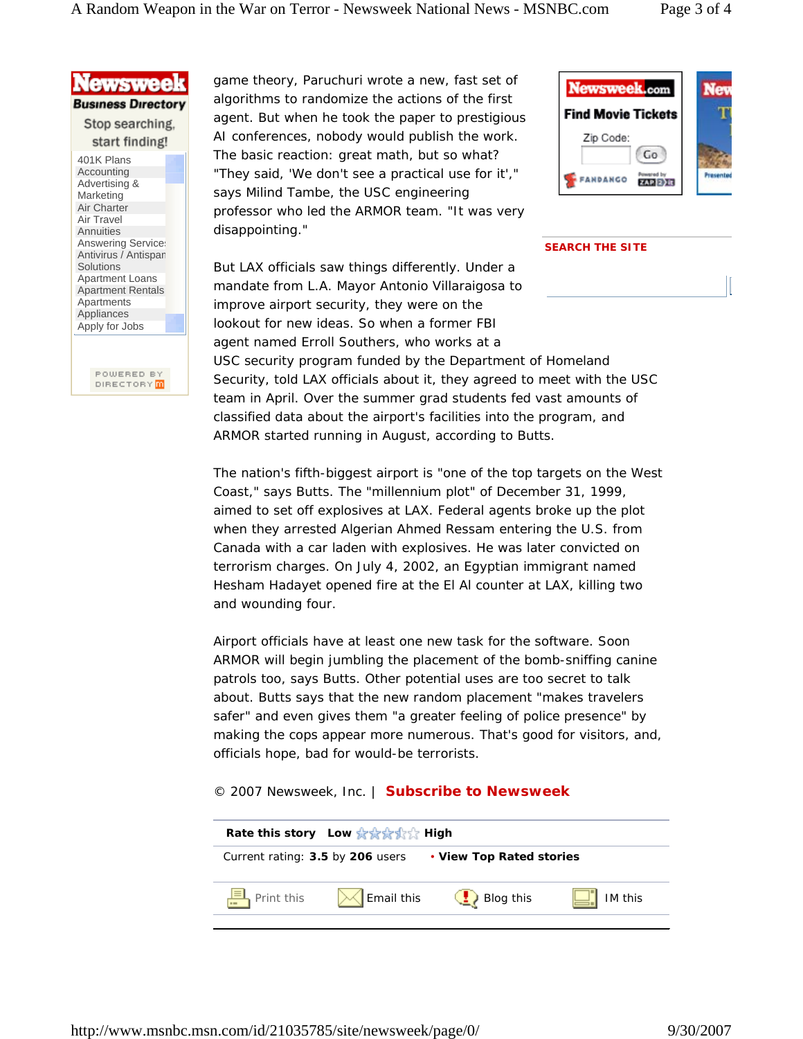game theory, Paruchuri wrote a new, fast set of algorithms to randomize the actions of the first agent. But when he took the paper to prestigious AI conferences, nobody would publish the work. The basic reaction: great math, but so what? "They said, 'We don't see a practical use for it'," says Milind Tambe, the USC engineering professor who led the ARMOR team. "It was very disappointing."

But LAX officials saw things differently. Under a mandate from L.A. Mayor Antonio Villaraigosa to improve airport security, they were on the lookout for new ideas. So when a former FBI agent named Erroll Southers, who works at a USC security program funded by the Department of Homeland Security, told LAX officials about it, they agreed to meet with the USC team in April. Over the summer grad students fed vast amounts of classified data about the airport's facilities into the program, and ARMOR started running in August, according to Butts.

The nation's fifth-biggest airport is "one of the top targets on the West Coast," says Butts. The "millennium plot" of December 31, 1999, aimed to set off explosives at LAX. Federal agents broke up the plot when they arrested Algerian Ahmed Ressam entering the U.S. from Canada with a car laden with explosives. He was later convicted on terrorism charges. On July 4, 2002, an Egyptian immigrant named Hesham Hadayet opened fire at the El Al counter at LAX, killing two and wounding four.

Airport officials have at least one new task for the software. Soon ARMOR will begin jumbling the placement of the bomb-sniffing canine patrols too, says Butts. Other potential uses are too secret to talk about. Butts says that the new random placement "makes travelers safer" and even gives them "a greater feeling of police presence" by making the cops appear more numerous. That's good for visitors, and, officials hope, bad for would-be terrorists.

© 2007 Newsweek, Inc. | **Subscribe to Newsweek**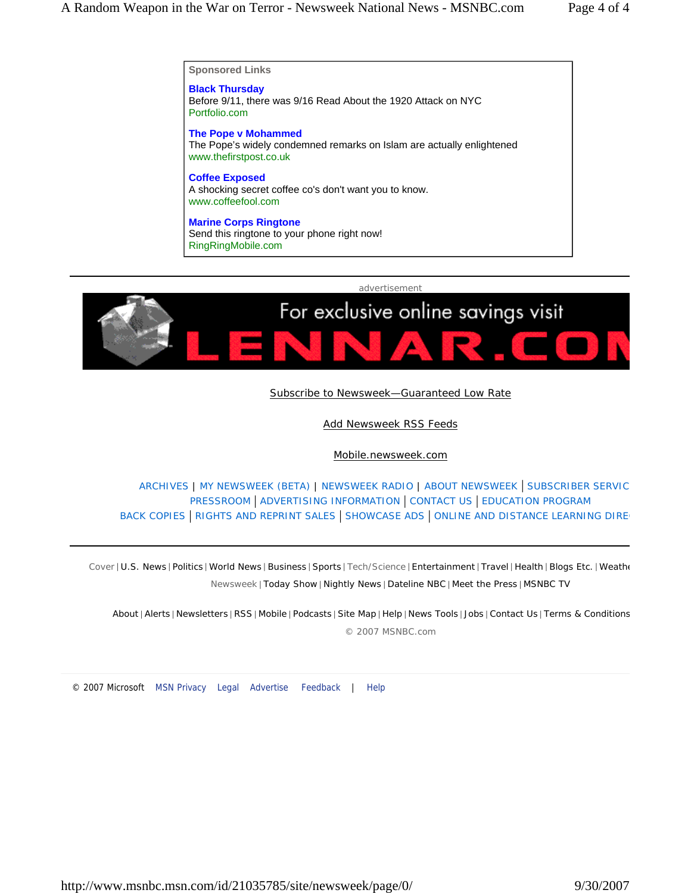Sponsored Links

**Black Thursday**
Before 9/11, there was 9/16 Read About the 1920 Attack on NYC
Portfolio.com

**The Pope v Mohammed**
The Pope's widely condemned remarks on Islam are actually enlightened
www.thefirstpost.co.uk

**Coffee Exposed**
A shocking secret coffee co's don't want you to know.
www.coffeefool.com

**Marine Corps Ringtone**
Send this ringtone to your phone right now!
RingRingMobile.com

advertisement

For exclusive online savings visit
LENNAR.COM

Subscribe to Newsweek—Guaranteed Low Rate

Add Newsweek RSS Feeds

Mobile.newsweek.com

ARCHIVES | MY NEWSWEEK (BETA) | NEWSWEEK RADIO | ABOUT NEWSWEEK | SUBSCRIBER SERVIC
PRESSROOM | ADVERTISING INFORMATION | CONTACT US | EDUCATION PROGRAM
BACK COPIES | RIGHTS AND REPRINT SALES | SHOWCASE ADS | ONLINE AND DISTANCE LEARNING DIRE

Cover | U.S. News | Politics | World News | Business | Sports | Tech/Science | Entertainment | Travel | Health | Blogs Etc. | Weathe
Newsweek | Today Show | Nightly News | Dateline NBC | Meet the Press | MSNBC TV

About | Alerts | Newsletters | RSS | Mobile | Podcasts | Site Map | Help | News Tools | Jobs | Contact Us | Terms & Conditions
© 2007 MSNBC.com

© 2007 Microsoft MSN Privacy Legal Advertise Feedback | Help